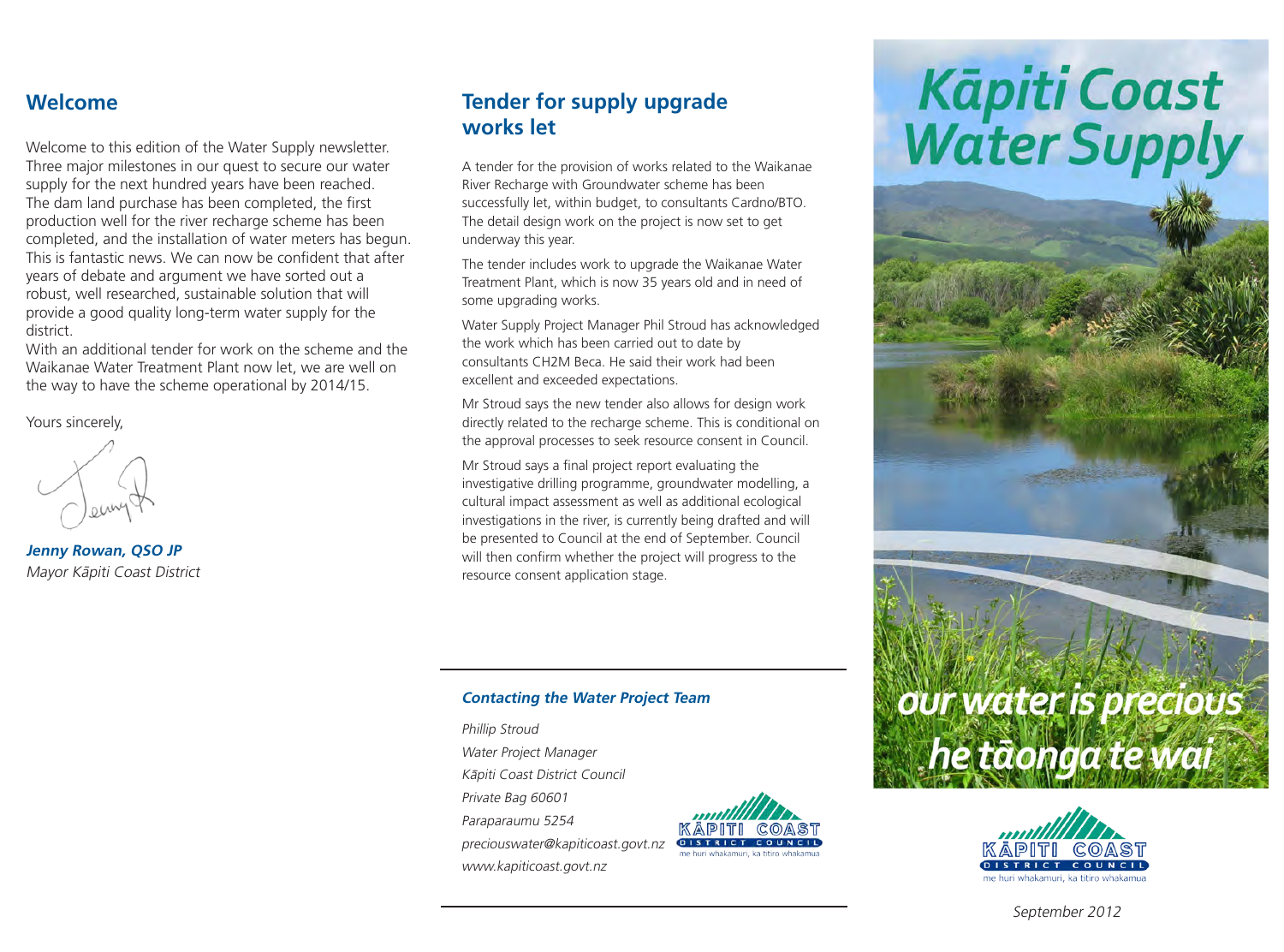## Welcome

Welcome to this edition of the Water Supply newsletter. Three major milestones in our quest to secure our water supply for the next hundred years have been reached. The dam land purchase has been completed, the first production well for the river recharge scheme has been completed, and the installation of water meters has begun. This is fantastic news. We can now be confident that after years of debate and argument we have sorted out a robust, well researched, sustainable solution that will provide a good quality long-term water supply for the district.

With an additional tender for work on the scheme and the Waikanae Water Treatment Plant now let, we are well on the way to have the scheme operational by 2014/15.

Yours sincerely,

***Jenny Rowan, QSO JP***
*Mayor Kāpiti Coast District*

## Tender for supply upgrade works let

A tender for the provision of works related to the Waikanae River Recharge with Groundwater scheme has been successfully let, within budget, to consultants Cardno/BTO. The detail design work on the project is now set to get underway this year.

The tender includes work to upgrade the Waikanae Water Treatment Plant, which is now 35 years old and in need of some upgrading works.

Water Supply Project Manager Phil Stroud has acknowledged the work which has been carried out to date by consultants CH2M Beca. He said their work had been excellent and exceeded expectations.

Mr Stroud says the new tender also allows for design work directly related to the recharge scheme. This is conditional on the approval processes to seek resource consent in Council.

Mr Stroud says a final project report evaluating the investigative drilling programme, groundwater modelling, a cultural impact assessment as well as additional ecological investigations in the river, is currently being drafted and will be presented to Council at the end of September. Council will then confirm whether the project will progress to the resource consent application stage.

### *Contacting the Water Project Team*

*Phillip Stroud*
*Water Project Manager*
*Kāpiti Coast District Council*
*Private Bag 60601*
*Paraparaumu 5254*
*preciouswater@kapiticoast.govt.nz*
*www.kapiticoast.govt.nz*

KĀPITI COAST DISTRICT COUNCIL
me huri whakamuri, ka titiro whakamua

# Kāpiti Coast Water Supply

*our water is precious*
*he tāonga te wai*

KĀPITI COAST DISTRICT COUNCIL
me huri whakamuri, ka titiro whakamua

*September 2012*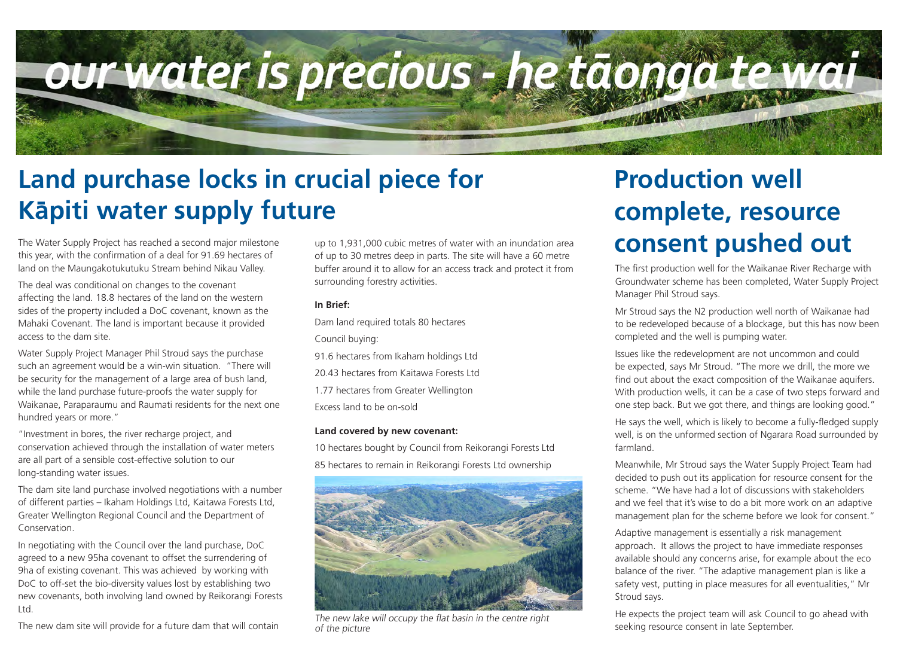# our water is precious - he tāonga te wai

## Land purchase locks in crucial piece for Kāpiti water supply future

The Water Supply Project has reached a second major milestone this year, with the confirmation of a deal for 91.69 hectares of land on the Maungakotukutuku Stream behind Nikau Valley.

The deal was conditional on changes to the covenant affecting the land. 18.8 hectares of the land on the western sides of the property included a DoC covenant, known as the Mahaki Covenant. The land is important because it provided access to the dam site.

Water Supply Project Manager Phil Stroud says the purchase such an agreement would be a win-win situation. "There will be security for the management of a large area of bush land, while the land purchase future-proofs the water supply for Waikanae, Paraparaumu and Raumati residents for the next one hundred years or more."

"Investment in bores, the river recharge project, and conservation achieved through the installation of water meters are all part of a sensible cost-effective solution to our long-standing water issues.

The dam site land purchase involved negotiations with a number of different parties – Ikaham Holdings Ltd, Kaitawa Forests Ltd, Greater Wellington Regional Council and the Department of Conservation.

In negotiating with the Council over the land purchase, DoC agreed to a new 95ha covenant to offset the surrendering of 9ha of existing covenant. This was achieved by working with DoC to off-set the bio-diversity values lost by establishing two new covenants, both involving land owned by Reikorangi Forests Ltd.

The new dam site will provide for a future dam that will contain up to 1,931,000 cubic metres of water with an inundation area of up to 30 metres deep in parts. The site will have a 60 metre buffer around it to allow for an access track and protect it from surrounding forestry activities.

**In Brief:**

Dam land required totals 80 hectares

Council buying:

91.6 hectares from Ikaham holdings Ltd

20.43 hectares from Kaitawa Forests Ltd

1.77 hectares from Greater Wellington

Excess land to be on-sold

**Land covered by new covenant:**

10 hectares bought by Council from Reikorangi Forests Ltd

85 hectares to remain in Reikorangi Forests Ltd ownership

*The new lake will occupy the flat basin in the centre right of the picture*

## Production well complete, resource consent pushed out

The first production well for the Waikanae River Recharge with Groundwater scheme has been completed, Water Supply Project Manager Phil Stroud says.

Mr Stroud says the N2 production well north of Waikanae had to be redeveloped because of a blockage, but this has now been completed and the well is pumping water.

Issues like the redevelopment are not uncommon and could be expected, says Mr Stroud. "The more we drill, the more we find out about the exact composition of the Waikanae aquifers. With production wells, it can be a case of two steps forward and one step back. But we got there, and things are looking good."

He says the well, which is likely to become a fully-fledged supply well, is on the unformed section of Ngarara Road surrounded by farmland.

Meanwhile, Mr Stroud says the Water Supply Project Team had decided to push out its application for resource consent for the scheme. "We have had a lot of discussions with stakeholders and we feel that it's wise to do a bit more work on an adaptive management plan for the scheme before we look for consent."

Adaptive management is essentially a risk management approach. It allows the project to have immediate responses available should any concerns arise, for example about the eco balance of the river. "The adaptive management plan is like a safety vest, putting in place measures for all eventualities," Mr Stroud says.

He expects the project team will ask Council to go ahead with seeking resource consent in late September.